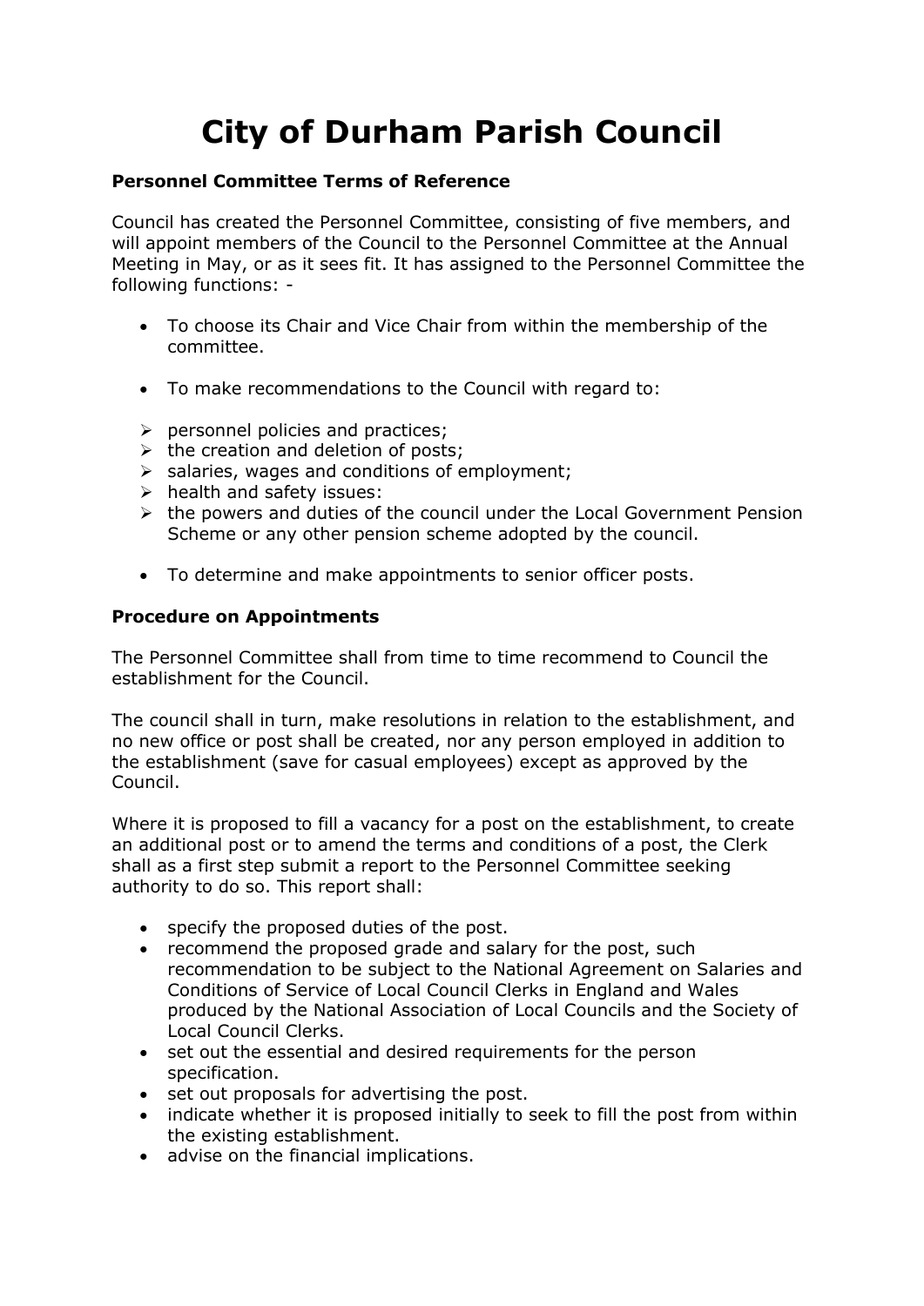# City of Durham Parish Council

**Personnel Committee Terms of Reference**

Council has created the Personnel Committee, consisting of five members, and will appoint members of the Council to the Personnel Committee at the Annual Meeting in May, or as it sees fit. It has assigned to the Personnel Committee the following functions: -

- To choose its Chair and Vice Chair from within the membership of the committee.
- To make recommendations to the Council with regard to:
  - personnel policies and practices;
  - the creation and deletion of posts;
  - salaries, wages and conditions of employment;
  - health and safety issues:
  - the powers and duties of the council under the Local Government Pension Scheme or any other pension scheme adopted by the council.
- To determine and make appointments to senior officer posts.

**Procedure on Appointments**

The Personnel Committee shall from time to time recommend to Council the establishment for the Council.

The council shall in turn, make resolutions in relation to the establishment, and no new office or post shall be created, nor any person employed in addition to the establishment (save for casual employees) except as approved by the Council.

Where it is proposed to fill a vacancy for a post on the establishment, to create an additional post or to amend the terms and conditions of a post, the Clerk shall as a first step submit a report to the Personnel Committee seeking authority to do so. This report shall:

- specify the proposed duties of the post.
- recommend the proposed grade and salary for the post, such recommendation to be subject to the National Agreement on Salaries and Conditions of Service of Local Council Clerks in England and Wales produced by the National Association of Local Councils and the Society of Local Council Clerks.
- set out the essential and desired requirements for the person specification.
- set out proposals for advertising the post.
- indicate whether it is proposed initially to seek to fill the post from within the existing establishment.
- advise on the financial implications.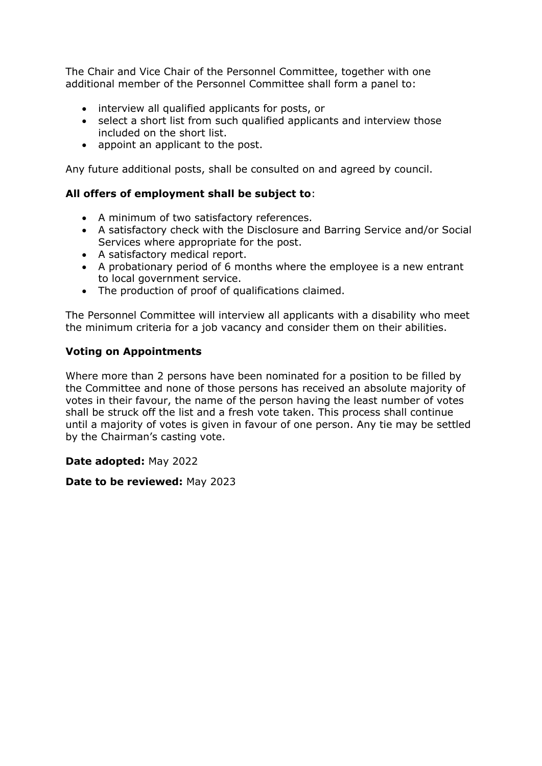The Chair and Vice Chair of the Personnel Committee, together with one additional member of the Personnel Committee shall form a panel to:

- interview all qualified applicants for posts, or
- select a short list from such qualified applicants and interview those included on the short list.
- appoint an applicant to the post.

Any future additional posts, shall be consulted on and agreed by council.

**All offers of employment shall be subject to**:

- A minimum of two satisfactory references.
- A satisfactory check with the Disclosure and Barring Service and/or Social Services where appropriate for the post.
- A satisfactory medical report.
- A probationary period of 6 months where the employee is a new entrant to local government service.
- The production of proof of qualifications claimed.

The Personnel Committee will interview all applicants with a disability who meet the minimum criteria for a job vacancy and consider them on their abilities.

**Voting on Appointments**

Where more than 2 persons have been nominated for a position to be filled by the Committee and none of those persons has received an absolute majority of votes in their favour, the name of the person having the least number of votes shall be struck off the list and a fresh vote taken. This process shall continue until a majority of votes is given in favour of one person. Any tie may be settled by the Chairman's casting vote.

**Date adopted:** May 2022

**Date to be reviewed:** May 2023